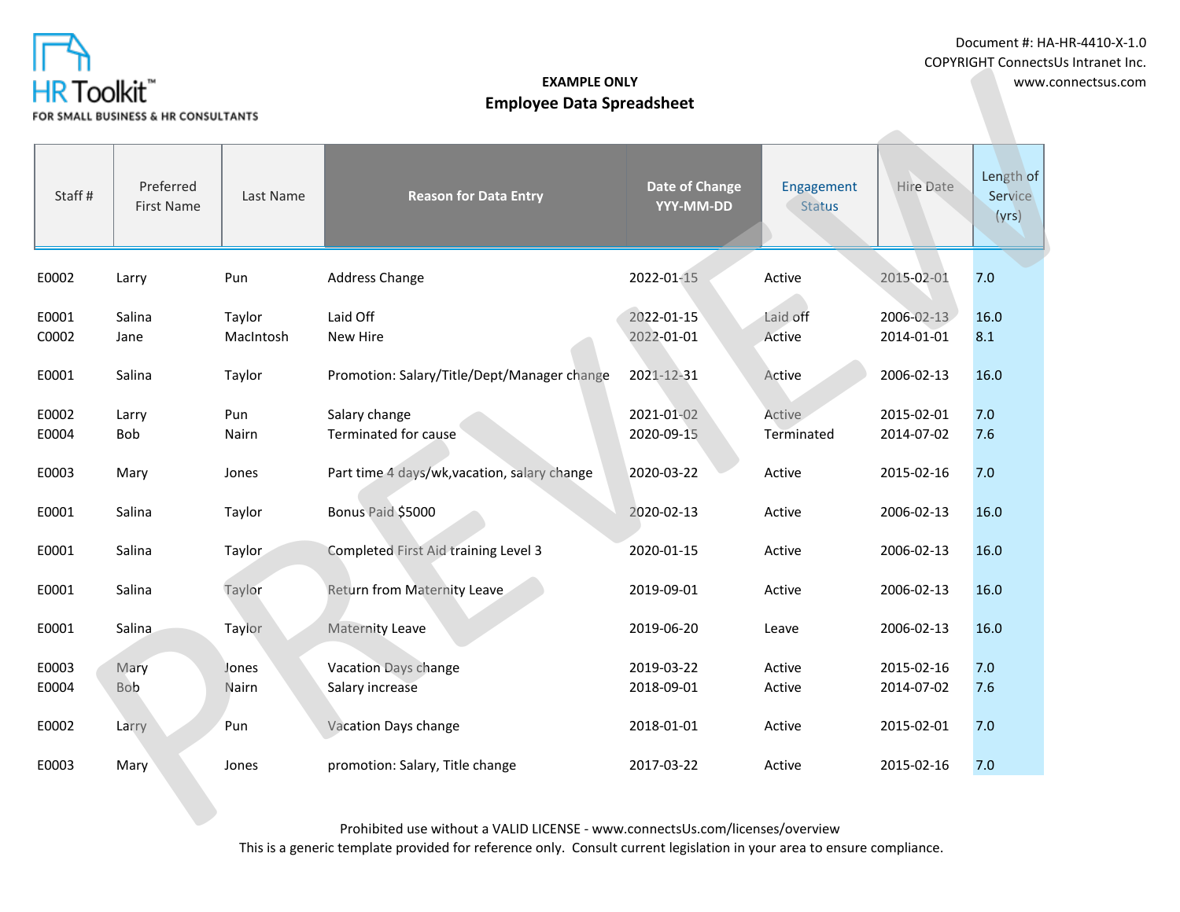HR Toolkit™
FOR SMALL BUSINESS & HR CONSULTANTS

Document #: HA-HR-4410-X-1.0
COPYRIGHT ConnectsUs Intranet Inc.
www.connectsus.com

**EXAMPLE ONLY**

## Employee Data Spreadsheet

| Staff # | Preferred First Name | Last Name | Reason for Data Entry | Date of Change YYY-MM-DD | Engagement Status | Hire Date | Length of Service (yrs) |
|---|---|---|---|---|---|---|---|
| E0002 | Larry | Pun | Address Change | 2022-01-15 | Active | 2015-02-01 | 7.0 |
| E0001 | Salina | Taylor | Laid Off | 2022-01-15 | Laid off | 2006-02-13 | 16.0 |
| C0002 | Jane | MacIntosh | New Hire | 2022-01-01 | Active | 2014-01-01 | 8.1 |
| E0001 | Salina | Taylor | Promotion: Salary/Title/Dept/Manager change | 2021-12-31 | Active | 2006-02-13 | 16.0 |
| E0002 | Larry | Pun | Salary change | 2021-01-02 | Active | 2015-02-01 | 7.0 |
| E0004 | Bob | Nairn | Terminated for cause | 2020-09-15 | Terminated | 2014-07-02 | 7.6 |
| E0003 | Mary | Jones | Part time 4 days/wk,vacation, salary change | 2020-03-22 | Active | 2015-02-16 | 7.0 |
| E0001 | Salina | Taylor | Bonus Paid $5000 | 2020-02-13 | Active | 2006-02-13 | 16.0 |
| E0001 | Salina | Taylor | Completed First Aid training Level 3 | 2020-01-15 | Active | 2006-02-13 | 16.0 |
| E0001 | Salina | Taylor | Return from Maternity Leave | 2019-09-01 | Active | 2006-02-13 | 16.0 |
| E0001 | Salina | Taylor | Maternity Leave | 2019-06-20 | Leave | 2006-02-13 | 16.0 |
| E0003 | Mary | Jones | Vacation Days change | 2019-03-22 | Active | 2015-02-16 | 7.0 |
| E0004 | Bob | Nairn | Salary increase | 2018-09-01 | Active | 2014-07-02 | 7.6 |
| E0002 | Larry | Pun | Vacation Days change | 2018-01-01 | Active | 2015-02-01 | 7.0 |
| E0003 | Mary | Jones | promotion: Salary, Title change | 2017-03-22 | Active | 2015-02-16 | 7.0 |

Prohibited use without a VALID LICENSE - www.connectsUs.com/licenses/overview
This is a generic template provided for reference only. Consult current legislation in your area to ensure compliance.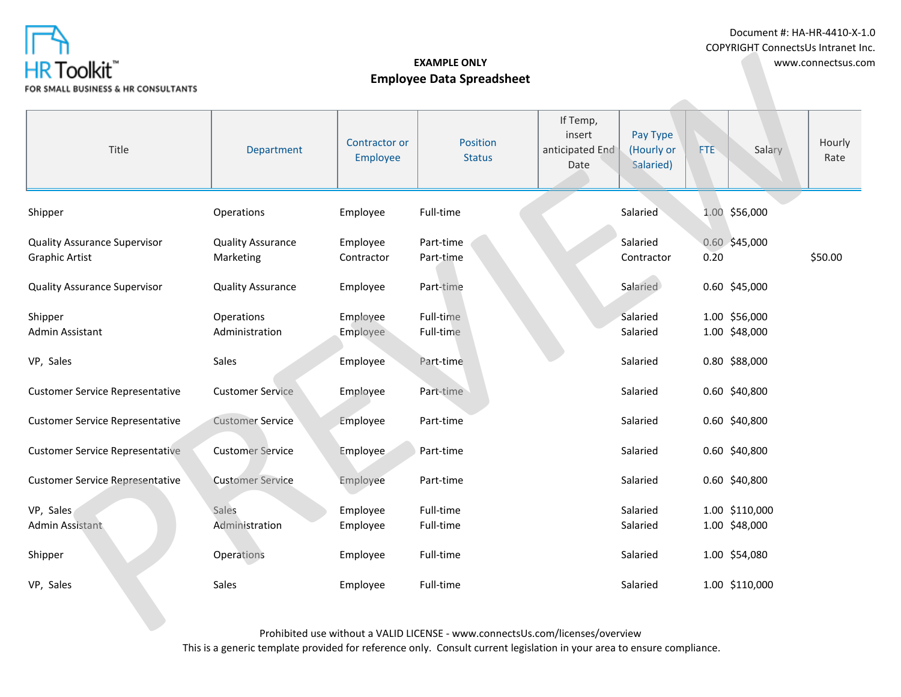**EXAMPLE ONLY**

**Employee Data Spreadsheet**

Document #: HA-HR-4410-X-1.0
COPYRIGHT ConnectsUs Intranet Inc.
www.connectsus.com

| Title | Department | Contractor or Employee | Position Status | If Temp, insert anticipated End Date | Pay Type (Hourly or Salaried) | FTE | Salary | Hourly Rate |
|---|---|---|---|---|---|---|---|---|
| Shipper | Operations | Employee | Full-time | | Salaried | 1.00 | $56,000 | |
| Quality Assurance Supervisor | Quality Assurance | Employee | Part-time | | Salaried | 0.60 | $45,000 | |
| Graphic Artist | Marketing | Contractor | Part-time | | Contractor | 0.20 | | $50.00 |
| Quality Assurance Supervisor | Quality Assurance | Employee | Part-time | | Salaried | 0.60 | $45,000 | |
| Shipper | Operations | Employee | Full-time | | Salaried | 1.00 | $56,000 | |
| Admin Assistant | Administration | Employee | Full-time | | Salaried | 1.00 | $48,000 | |
| VP, Sales | Sales | Employee | Part-time | | Salaried | 0.80 | $88,000 | |
| Customer Service Representative | Customer Service | Employee | Part-time | | Salaried | 0.60 | $40,800 | |
| Customer Service Representative | Customer Service | Employee | Part-time | | Salaried | 0.60 | $40,800 | |
| Customer Service Representative | Customer Service | Employee | Part-time | | Salaried | 0.60 | $40,800 | |
| Customer Service Representative | Customer Service | Employee | Part-time | | Salaried | 0.60 | $40,800 | |
| VP, Sales | Sales | Employee | Full-time | | Salaried | 1.00 | $110,000 | |
| Admin Assistant | Administration | Employee | Full-time | | Salaried | 1.00 | $48,000 | |
| Shipper | Operations | Employee | Full-time | | Salaried | 1.00 | $54,080 | |
| VP, Sales | Sales | Employee | Full-time | | Salaried | 1.00 | $110,000 | |

Prohibited use without a VALID LICENSE - www.connectsUs.com/licenses/overview
This is a generic template provided for reference only. Consult current legislation in your area to ensure compliance.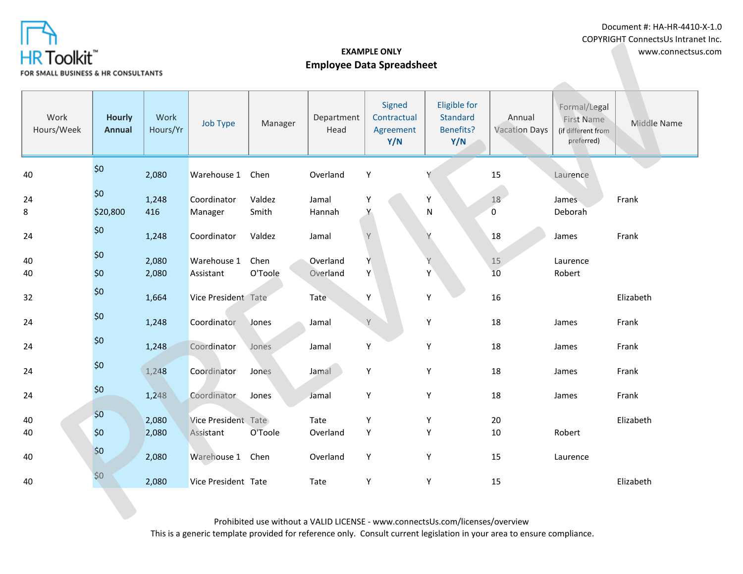Document #: HA-HR-4410-X-1.0
COPYRIGHT ConnectsUs Intranet Inc.
www.connectsus.com

HR Toolkit™
FOR SMALL BUSINESS & HR CONSULTANTS

**EXAMPLE ONLY**

**Employee Data Spreadsheet**

| Work Hours/Week | **Hourly Annual** | Work Hours/Yr | Job Type | Manager | Department Head | Signed Contractual Agreement **Y/N** | Eligible for Standard Benefits? **Y/N** | Annual Vacation Days | Formal/Legal First Name (if different from preferred) | Middle Name |
|---|---|---|---|---|---|---|---|---|---|---|
| 40 | $0 | 2,080 | Warehouse 1 | Chen | Overland | Y | Y | 15 | Laurence | |
| 24 | $0 | 1,248 | Coordinator | Valdez | Jamal | Y | Y | 18 | James | Frank |
| 8 | $20,800 | 416 | Manager | Smith | Hannah | Y | N | 0 | Deborah | |
| 24 | $0 | 1,248 | Coordinator | Valdez | Jamal | Y | Y | 18 | James | Frank |
| 40 | $0 | 2,080 | Warehouse 1 | Chen | Overland | Y | Y | 15 | Laurence | |
| 40 | $0 | 2,080 | Assistant | O'Toole | Overland | Y | Y | 10 | Robert | |
| 32 | $0 | 1,664 | Vice President | Tate | Tate | Y | Y | 16 | | Elizabeth |
| 24 | $0 | 1,248 | Coordinator | Jones | Jamal | Y | Y | 18 | James | Frank |
| 24 | $0 | 1,248 | Coordinator | Jones | Jamal | Y | Y | 18 | James | Frank |
| 24 | $0 | 1,248 | Coordinator | Jones | Jamal | Y | Y | 18 | James | Frank |
| 24 | $0 | 1,248 | Coordinator | Jones | Jamal | Y | Y | 18 | James | Frank |
| 40 | $0 | 2,080 | Vice President | Tate | Tate | Y | Y | 20 | | Elizabeth |
| 40 | $0 | 2,080 | Assistant | O'Toole | Overland | Y | Y | 10 | Robert | |
| 40 | $0 | 2,080 | Warehouse 1 | Chen | Overland | Y | Y | 15 | Laurence | |
| 40 | $0 | 2,080 | Vice President | Tate | Tate | Y | Y | 15 | | Elizabeth |

Prohibited use without a VALID LICENSE - www.connectsUs.com/licenses/overview
This is a generic template provided for reference only. Consult current legislation in your area to ensure compliance.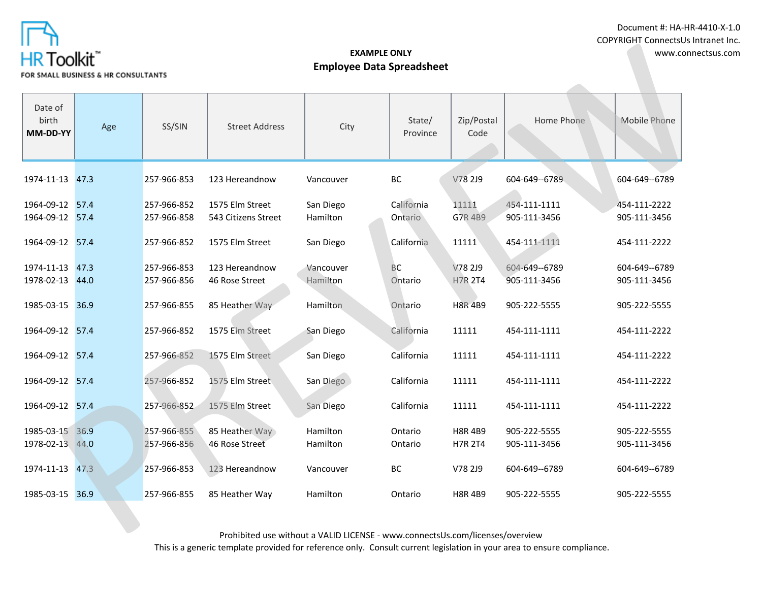EXAMPLE ONLY

# Employee Data Spreadsheet

| Date of birth MM-DD-YY | Age | SS/SIN | Street Address | City | State/ Province | Zip/Postal Code | Home Phone | Mobile Phone |
|---|---|---|---|---|---|---|---|---|
| 1974-11-13 | 47.3 | 257-966-853 | 123 Hereandnow | Vancouver | BC | V78 2J9 | 604-649--6789 | 604-649--6789 |
| 1964-09-12 | 57.4 | 257-966-852 | 1575 Elm Street | San Diego | California | 11111 | 454-111-1111 | 454-111-2222 |
| 1964-09-12 | 57.4 | 257-966-858 | 543 Citizens Street | Hamilton | Ontario | G7R 4B9 | 905-111-3456 | 905-111-3456 |
| 1964-09-12 | 57.4 | 257-966-852 | 1575 Elm Street | San Diego | California | 11111 | 454-111-1111 | 454-111-2222 |
| 1974-11-13 | 47.3 | 257-966-853 | 123 Hereandnow | Vancouver | BC | V78 2J9 | 604-649--6789 | 604-649--6789 |
| 1978-02-13 | 44.0 | 257-966-856 | 46 Rose Street | Hamilton | Ontario | H7R 2T4 | 905-111-3456 | 905-111-3456 |
| 1985-03-15 | 36.9 | 257-966-855 | 85 Heather Way | Hamilton | Ontario | H8R 4B9 | 905-222-5555 | 905-222-5555 |
| 1964-09-12 | 57.4 | 257-966-852 | 1575 Elm Street | San Diego | California | 11111 | 454-111-1111 | 454-111-2222 |
| 1964-09-12 | 57.4 | 257-966-852 | 1575 Elm Street | San Diego | California | 11111 | 454-111-1111 | 454-111-2222 |
| 1964-09-12 | 57.4 | 257-966-852 | 1575 Elm Street | San Diego | California | 11111 | 454-111-1111 | 454-111-2222 |
| 1964-09-12 | 57.4 | 257-966-852 | 1575 Elm Street | San Diego | California | 11111 | 454-111-1111 | 454-111-2222 |
| 1985-03-15 | 36.9 | 257-966-855 | 85 Heather Way | Hamilton | Ontario | H8R 4B9 | 905-222-5555 | 905-222-5555 |
| 1978-02-13 | 44.0 | 257-966-856 | 46 Rose Street | Hamilton | Ontario | H7R 2T4 | 905-111-3456 | 905-111-3456 |
| 1974-11-13 | 47.3 | 257-966-853 | 123 Hereandnow | Vancouver | BC | V78 2J9 | 604-649--6789 | 604-649--6789 |
| 1985-03-15 | 36.9 | 257-966-855 | 85 Heather Way | Hamilton | Ontario | H8R 4B9 | 905-222-5555 | 905-222-5555 |

Prohibited use without a VALID LICENSE - www.connectsUs.com/licenses/overview
This is a generic template provided for reference only. Consult current legislation in your area to ensure compliance.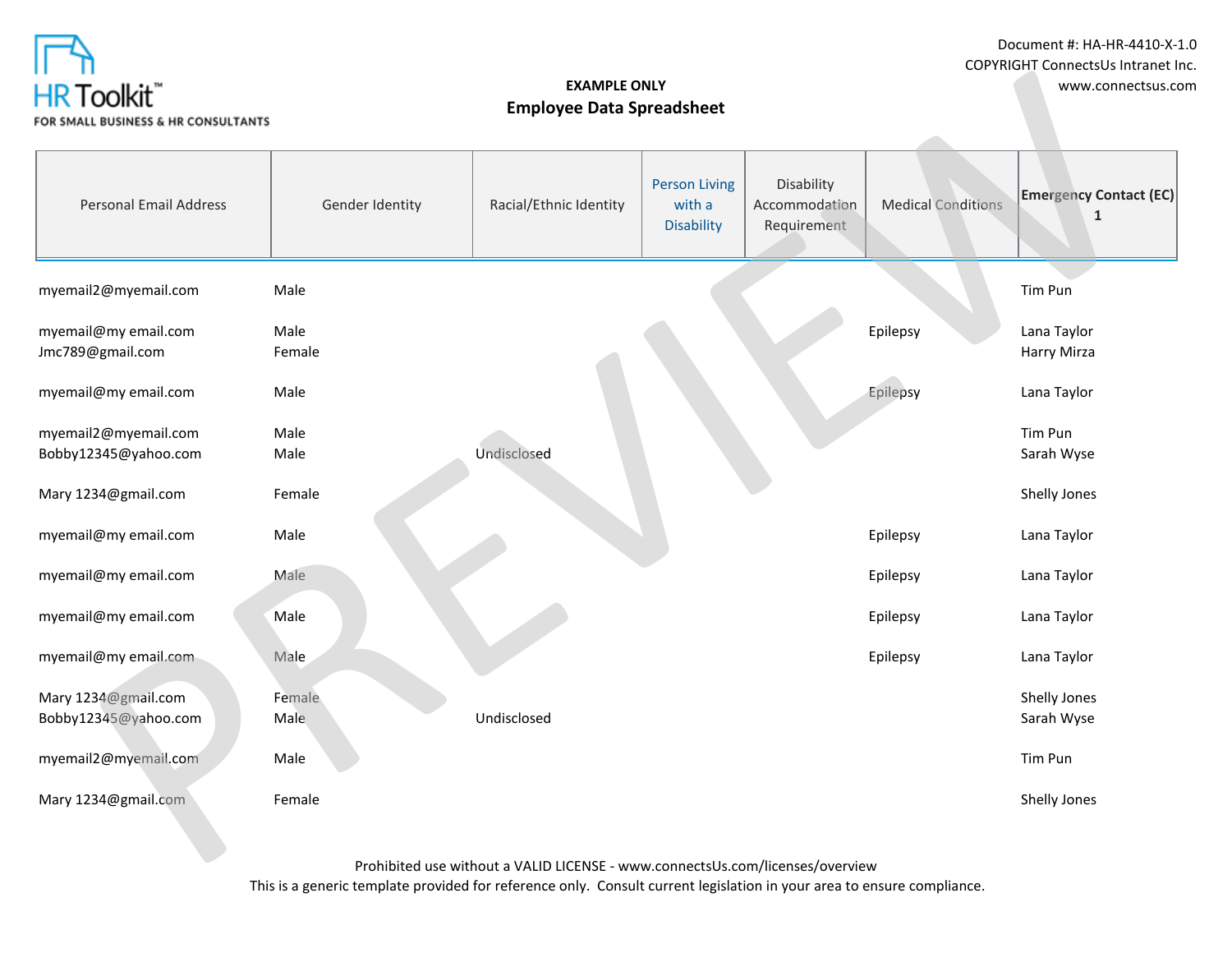**EXAMPLE ONLY**

**Employee Data Spreadsheet**

| Personal Email Address | Gender Identity | Racial/Ethnic Identity | Person Living with a Disability | Disability Accommodation Requirement | Medical Conditions | **Emergency Contact (EC) 1** |
|---|---|---|---|---|---|---|
| myemail2@myemail.com | Male | | | | | Tim Pun |
| myemail@my email.com | Male | | | | Epilepsy | Lana Taylor |
| Jmc789@gmail.com | Female | | | | | Harry Mirza |
| myemail@my email.com | Male | | | | Epilepsy | Lana Taylor |
| myemail2@myemail.com | Male | | | | | Tim Pun |
| Bobby12345@yahoo.com | Male | Undisclosed | | | | Sarah Wyse |
| Mary 1234@gmail.com | Female | | | | | Shelly Jones |
| myemail@my email.com | Male | | | | Epilepsy | Lana Taylor |
| myemail@my email.com | Male | | | | Epilepsy | Lana Taylor |
| myemail@my email.com | Male | | | | Epilepsy | Lana Taylor |
| myemail@my email.com | Male | | | | Epilepsy | Lana Taylor |
| Mary 1234@gmail.com | Female | | | | | Shelly Jones |
| Bobby12345@yahoo.com | Male | Undisclosed | | | | Sarah Wyse |
| myemail2@myemail.com | Male | | | | | Tim Pun |
| Mary 1234@gmail.com | Female | | | | | Shelly Jones |

Prohibited use without a VALID LICENSE - www.connectsUs.com/licenses/overview
This is a generic template provided for reference only. Consult current legislation in your area to ensure compliance.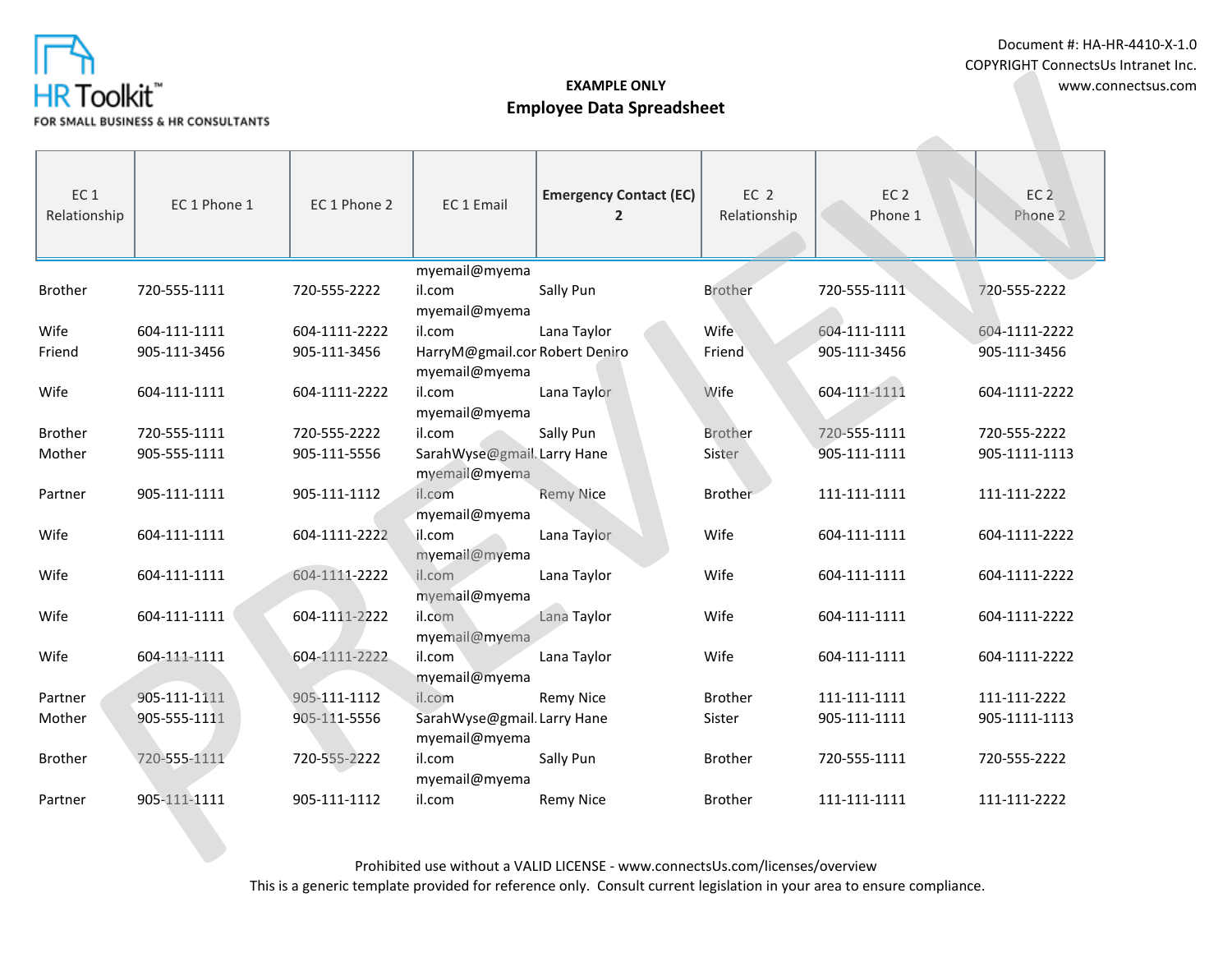EXAMPLE ONLY

**Employee Data Spreadsheet**

| EC 1 Relationship | EC 1 Phone 1 | EC 1 Phone 2 | EC 1 Email | **Emergency Contact (EC) 2** | EC 2 Relationship | EC 2 Phone 1 | EC 2 Phone 2 |
|---|---|---|---|---|---|---|---|
| Brother | 720-555-1111 | 720-555-2222 | myemail@myemail.com | Sally Pun | Brother | 720-555-1111 | 720-555-2222 |
| Wife | 604-111-1111 | 604-1111-2222 | myemail@myemail.com | Lana Taylor | Wife | 604-111-1111 | 604-1111-2222 |
| Friend | 905-111-3456 | 905-111-3456 | HarryM@gmail.cor | Robert Deniro | Friend | 905-111-3456 | 905-111-3456 |
| Wife | 604-111-1111 | 604-1111-2222 | myemail@myemail.com | Lana Taylor | Wife | 604-111-1111 | 604-1111-2222 |
| Brother | 720-555-1111 | 720-555-2222 | myemail@myemail.com | Sally Pun | Brother | 720-555-1111 | 720-555-2222 |
| Mother | 905-555-1111 | 905-111-5556 | SarahWyse@gmail. | Larry Hane | Sister | 905-111-1111 | 905-1111-1113 |
| Partner | 905-111-1111 | 905-111-1112 | myemail@myemail.com | Remy Nice | Brother | 111-111-1111 | 111-111-2222 |
| Wife | 604-111-1111 | 604-1111-2222 | myemail@myemail.com | Lana Taylor | Wife | 604-111-1111 | 604-1111-2222 |
| Wife | 604-111-1111 | 604-1111-2222 | myemail@myemail.com | Lana Taylor | Wife | 604-111-1111 | 604-1111-2222 |
| Wife | 604-111-1111 | 604-1111-2222 | myemail@myemail.com | Lana Taylor | Wife | 604-111-1111 | 604-1111-2222 |
| Wife | 604-111-1111 | 604-1111-2222 | myemail@myemail.com | Lana Taylor | Wife | 604-111-1111 | 604-1111-2222 |
| Partner | 905-111-1111 | 905-111-1112 | myemail@myemail.com | Remy Nice | Brother | 111-111-1111 | 111-111-2222 |
| Mother | 905-555-1111 | 905-111-5556 | SarahWyse@gmail. | Larry Hane | Sister | 905-111-1111 | 905-1111-1113 |
| Brother | 720-555-1111 | 720-555-2222 | myemail@myemail.com | Sally Pun | Brother | 720-555-1111 | 720-555-2222 |
| Partner | 905-111-1111 | 905-111-1112 | myemail@myemail.com | Remy Nice | Brother | 111-111-1111 | 111-111-2222 |

Prohibited use without a VALID LICENSE - www.connectsUs.com/licenses/overview
This is a generic template provided for reference only. Consult current legislation in your area to ensure compliance.